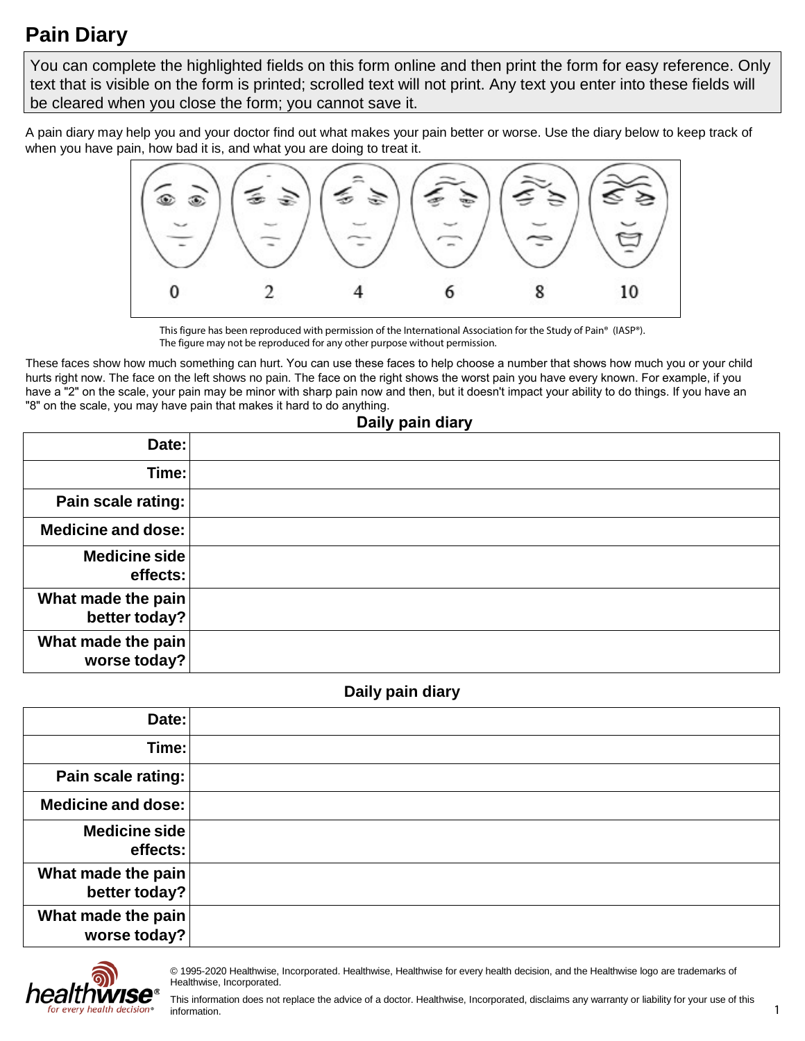# Pain Diary

You can complete the highlighted fields on this form online and then print the form for easy reference. Only text that is visible on the form is printed; scrolled text will not print. Any text you enter into these fields will be cleared when you close the form; you cannot save it.

A pain diary may help you and your doctor find out what makes your pain better or worse. Use the diary below to keep track of when you have pain, how bad it is, and what you are doing to treat it.

0 2 4 6 8 10

This figure has been reproduced with permission of the International Association for the Study of Pain® (IASP®). The figure may not be reproduced for any other purpose without permission.

These faces show how much something can hurt. You can use these faces to help choose a number that shows how much you or your child hurts right now. The face on the left shows no pain. The face on the right shows the worst pain you have every known. For example, if you have a "2" on the scale, your pain may be minor with sharp pain now and then, but it doesn't impact your ability to do things. If you have an "8" on the scale, you may have pain that makes it hard to do anything.

### Daily pain diary

| | |
|---|---|
| **Date:** | |
| **Time:** | |
| **Pain scale rating:** | |
| **Medicine and dose:** | |
| **Medicine side effects:** | |
| **What made the pain better today?** | |
| **What made the pain worse today?** | |

### Daily pain diary

| | |
|---|---|
| **Date:** | |
| **Time:** | |
| **Pain scale rating:** | |
| **Medicine and dose:** | |
| **Medicine side effects:** | |
| **What made the pain better today?** | |
| **What made the pain worse today?** | |

healthwise® for every health decision®

© 1995-2020 Healthwise, Incorporated. Healthwise, Healthwise for every health decision, and the Healthwise logo are trademarks of Healthwise, Incorporated.

This information does not replace the advice of a doctor. Healthwise, Incorporated, disclaims any warranty or liability for your use of this information.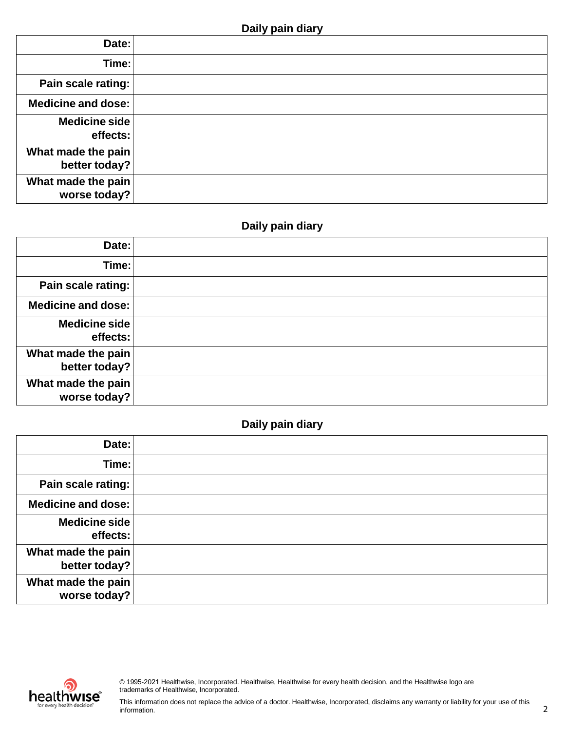## Daily pain diary

| | |
|---|---|
| **Date:** | |
| **Time:** | |
| **Pain scale rating:** | |
| **Medicine and dose:** | |
| **Medicine side effects:** | |
| **What made the pain better today?** | |
| **What made the pain worse today?** | |

## Daily pain diary

| | |
|---|---|
| **Date:** | |
| **Time:** | |
| **Pain scale rating:** | |
| **Medicine and dose:** | |
| **Medicine side effects:** | |
| **What made the pain better today?** | |
| **What made the pain worse today?** | |

## Daily pain diary

| | |
|---|---|
| **Date:** | |
| **Time:** | |
| **Pain scale rating:** | |
| **Medicine and dose:** | |
| **Medicine side effects:** | |
| **What made the pain better today?** | |
| **What made the pain worse today?** | |

© 1995-2021 Healthwise, Incorporated. Healthwise, Healthwise for every health decision, and the Healthwise logo are trademarks of Healthwise, Incorporated.

This information does not replace the advice of a doctor. Healthwise, Incorporated, disclaims any warranty or liability for your use of this information.